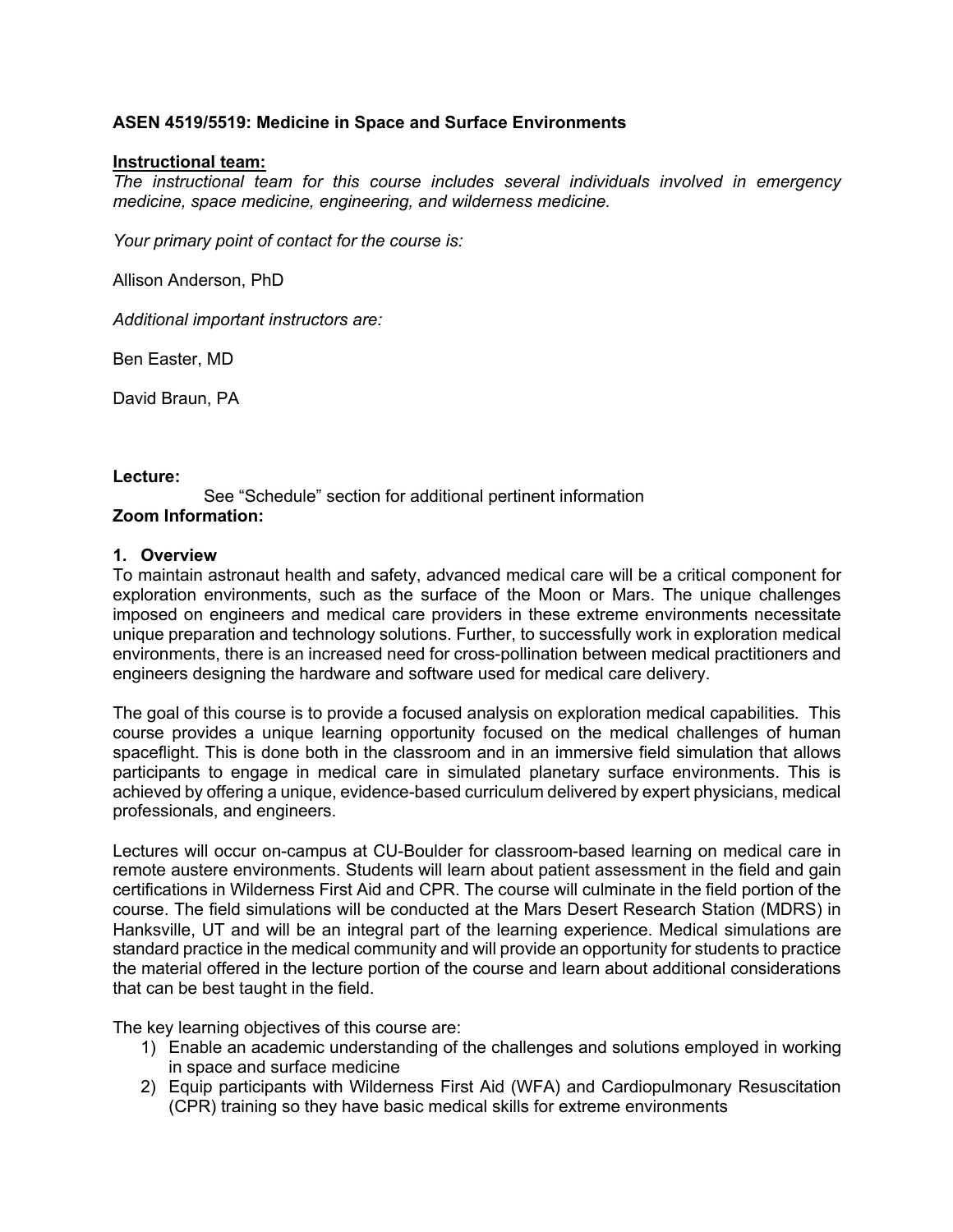**ASEN 4519/5519: Medicine in Space and Surface Environments**

**Instructional team:**

*The instructional team for this course includes several individuals involved in emergency medicine, space medicine, engineering, and wilderness medicine.*

*Your primary point of contact for the course is:*

Allison Anderson, PhD

*Additional important instructors are:*

Ben Easter, MD

David Braun, PA

**Lecture:**

See "Schedule" section for additional pertinent information

**Zoom Information:**

## 1. Overview

To maintain astronaut health and safety, advanced medical care will be a critical component for exploration environments, such as the surface of the Moon or Mars. The unique challenges imposed on engineers and medical care providers in these extreme environments necessitate unique preparation and technology solutions. Further, to successfully work in exploration medical environments, there is an increased need for cross-pollination between medical practitioners and engineers designing the hardware and software used for medical care delivery.

The goal of this course is to provide a focused analysis on exploration medical capabilities. This course provides a unique learning opportunity focused on the medical challenges of human spaceflight. This is done both in the classroom and in an immersive field simulation that allows participants to engage in medical care in simulated planetary surface environments. This is achieved by offering a unique, evidence-based curriculum delivered by expert physicians, medical professionals, and engineers.

Lectures will occur on-campus at CU-Boulder for classroom-based learning on medical care in remote austere environments. Students will learn about patient assessment in the field and gain certifications in Wilderness First Aid and CPR. The course will culminate in the field portion of the course. The field simulations will be conducted at the Mars Desert Research Station (MDRS) in Hanksville, UT and will be an integral part of the learning experience. Medical simulations are standard practice in the medical community and will provide an opportunity for students to practice the material offered in the lecture portion of the course and learn about additional considerations that can be best taught in the field.

The key learning objectives of this course are:

1) Enable an academic understanding of the challenges and solutions employed in working in space and surface medicine
2) Equip participants with Wilderness First Aid (WFA) and Cardiopulmonary Resuscitation (CPR) training so they have basic medical skills for extreme environments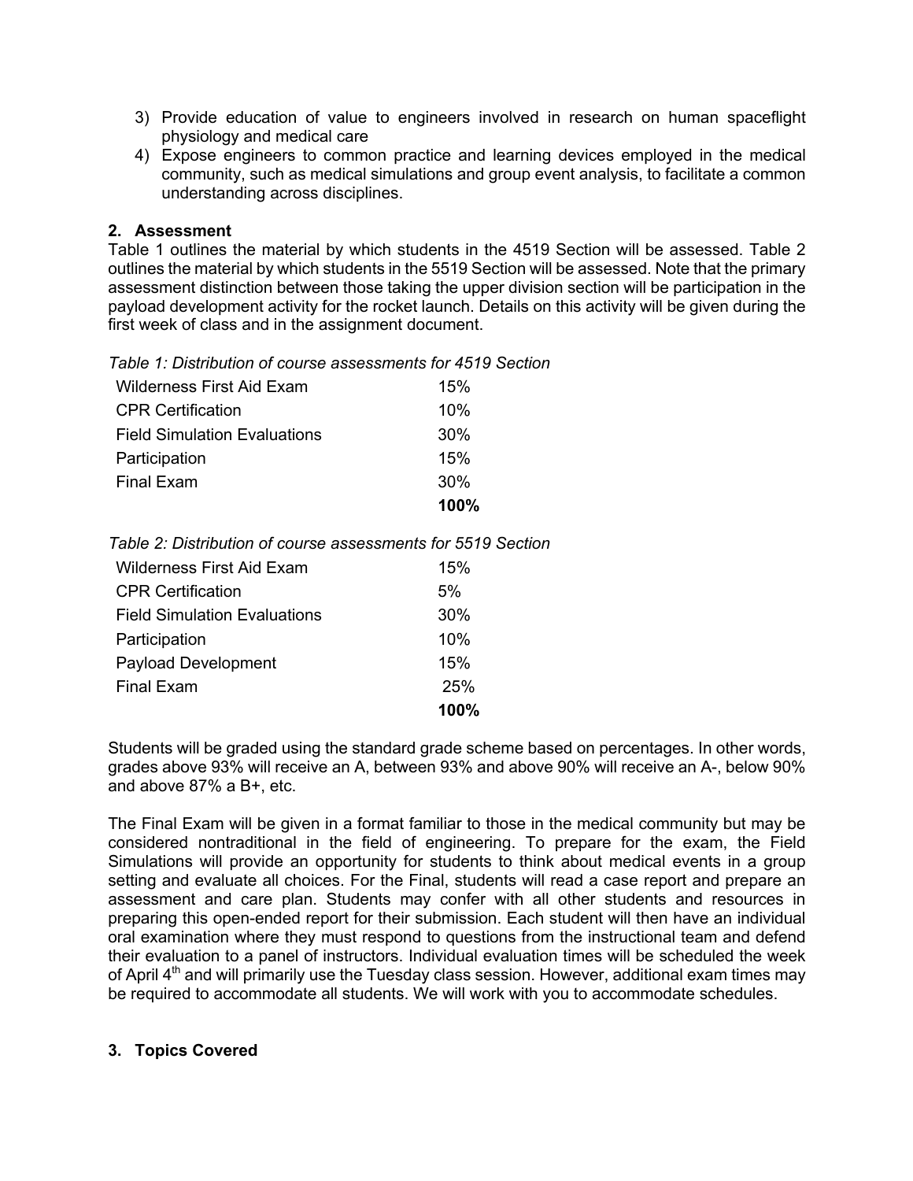3) Provide education of value to engineers involved in research on human spaceflight physiology and medical care
4) Expose engineers to common practice and learning devices employed in the medical community, such as medical simulations and group event analysis, to facilitate a common understanding across disciplines.

## 2. Assessment

Table 1 outlines the material by which students in the 4519 Section will be assessed. Table 2 outlines the material by which students in the 5519 Section will be assessed. Note that the primary assessment distinction between those taking the upper division section will be participation in the payload development activity for the rocket launch. Details on this activity will be given during the first week of class and in the assignment document.

*Table 1: Distribution of course assessments for 4519 Section*

| | |
|---|---|
| Wilderness First Aid Exam | 15% |
| CPR Certification | 10% |
| Field Simulation Evaluations | 30% |
| Participation | 15% |
| Final Exam | 30% |
| | **100%** |

*Table 2: Distribution of course assessments for 5519 Section*

| | |
|---|---|
| Wilderness First Aid Exam | 15% |
| CPR Certification | 5% |
| Field Simulation Evaluations | 30% |
| Participation | 10% |
| Payload Development | 15% |
| Final Exam | 25% |
| | **100%** |

Students will be graded using the standard grade scheme based on percentages. In other words, grades above 93% will receive an A, between 93% and above 90% will receive an A-, below 90% and above 87% a B+, etc.

The Final Exam will be given in a format familiar to those in the medical community but may be considered nontraditional in the field of engineering. To prepare for the exam, the Field Simulations will provide an opportunity for students to think about medical events in a group setting and evaluate all choices. For the Final, students will read a case report and prepare an assessment and care plan. Students may confer with all other students and resources in preparing this open-ended report for their submission. Each student will then have an individual oral examination where they must respond to questions from the instructional team and defend their evaluation to a panel of instructors. Individual evaluation times will be scheduled the week of April 4th and will primarily use the Tuesday class session. However, additional exam times may be required to accommodate all students. We will work with you to accommodate schedules.

## 3. Topics Covered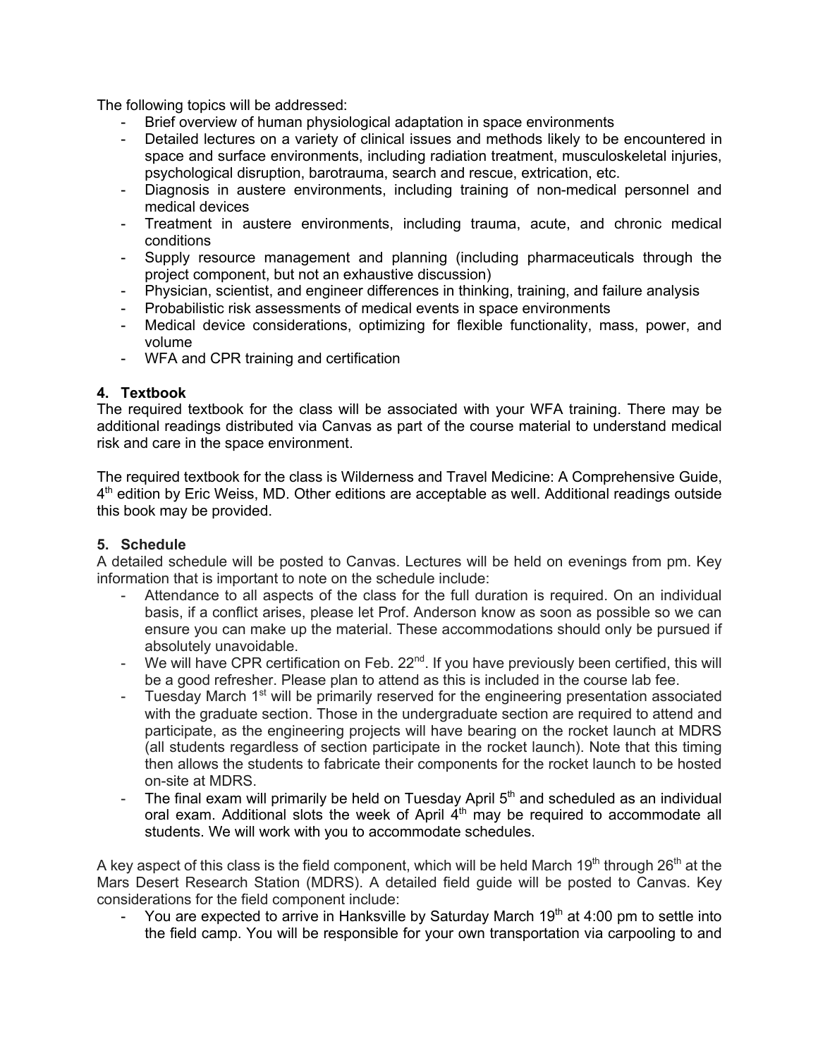The following topics will be addressed:

- Brief overview of human physiological adaptation in space environments
- Detailed lectures on a variety of clinical issues and methods likely to be encountered in space and surface environments, including radiation treatment, musculoskeletal injuries, psychological disruption, barotrauma, search and rescue, extrication, etc.
- Diagnosis in austere environments, including training of non-medical personnel and medical devices
- Treatment in austere environments, including trauma, acute, and chronic medical conditions
- Supply resource management and planning (including pharmaceuticals through the project component, but not an exhaustive discussion)
- Physician, scientist, and engineer differences in thinking, training, and failure analysis
- Probabilistic risk assessments of medical events in space environments
- Medical device considerations, optimizing for flexible functionality, mass, power, and volume
- WFA and CPR training and certification

## 4. Textbook

The required textbook for the class will be associated with your WFA training. There may be additional readings distributed via Canvas as part of the course material to understand medical risk and care in the space environment.

The required textbook for the class is Wilderness and Travel Medicine: A Comprehensive Guide, 4th edition by Eric Weiss, MD. Other editions are acceptable as well. Additional readings outside this book may be provided.

## 5. Schedule

A detailed schedule will be posted to Canvas. Lectures will be held on evenings from pm. Key information that is important to note on the schedule include:

- Attendance to all aspects of the class for the full duration is required. On an individual basis, if a conflict arises, please let Prof. Anderson know as soon as possible so we can ensure you can make up the material. These accommodations should only be pursued if absolutely unavoidable.
- We will have CPR certification on Feb. 22nd. If you have previously been certified, this will be a good refresher. Please plan to attend as this is included in the course lab fee.
- Tuesday March 1st will be primarily reserved for the engineering presentation associated with the graduate section. Those in the undergraduate section are required to attend and participate, as the engineering projects will have bearing on the rocket launch at MDRS (all students regardless of section participate in the rocket launch). Note that this timing then allows the students to fabricate their components for the rocket launch to be hosted on-site at MDRS.
- The final exam will primarily be held on Tuesday April 5th and scheduled as an individual oral exam. Additional slots the week of April 4th may be required to accommodate all students. We will work with you to accommodate schedules.

A key aspect of this class is the field component, which will be held March 19th through 26th at the Mars Desert Research Station (MDRS). A detailed field guide will be posted to Canvas. Key considerations for the field component include:

- You are expected to arrive in Hanksville by Saturday March 19th at 4:00 pm to settle into the field camp. You will be responsible for your own transportation via carpooling to and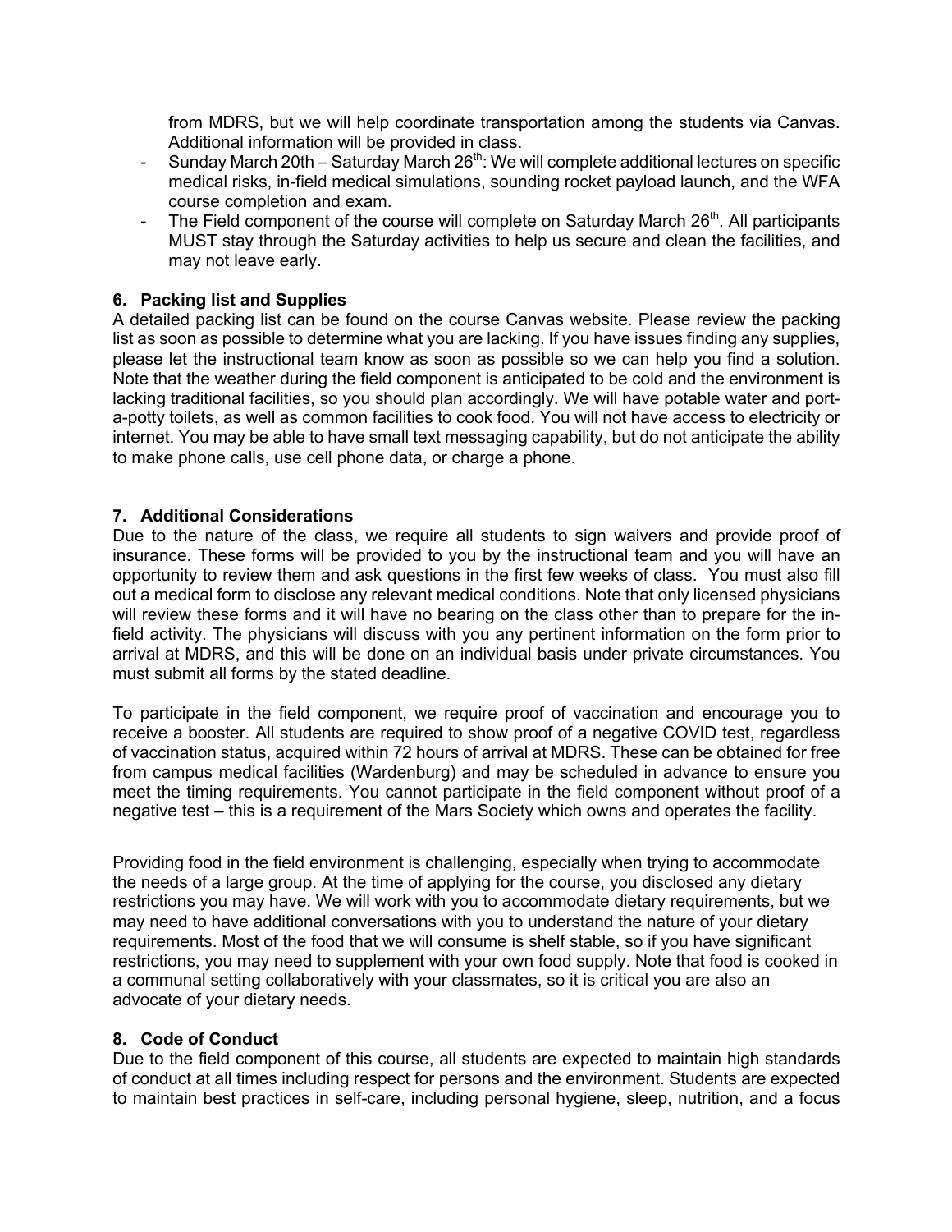from MDRS, but we will help coordinate transportation among the students via Canvas. Additional information will be provided in class.

- Sunday March 20th – Saturday March 26th: We will complete additional lectures on specific medical risks, in-field medical simulations, sounding rocket payload launch, and the WFA course completion and exam.
- The Field component of the course will complete on Saturday March 26th. All participants MUST stay through the Saturday activities to help us secure and clean the facilities, and may not leave early.

### 6. Packing list and Supplies

A detailed packing list can be found on the course Canvas website. Please review the packing list as soon as possible to determine what you are lacking. If you have issues finding any supplies, please let the instructional team know as soon as possible so we can help you find a solution. Note that the weather during the field component is anticipated to be cold and the environment is lacking traditional facilities, so you should plan accordingly. We will have potable water and port-a-potty toilets, as well as common facilities to cook food. You will not have access to electricity or internet. You may be able to have small text messaging capability, but do not anticipate the ability to make phone calls, use cell phone data, or charge a phone.

### 7. Additional Considerations

Due to the nature of the class, we require all students to sign waivers and provide proof of insurance. These forms will be provided to you by the instructional team and you will have an opportunity to review them and ask questions in the first few weeks of class. You must also fill out a medical form to disclose any relevant medical conditions. Note that only licensed physicians will review these forms and it will have no bearing on the class other than to prepare for the in-field activity. The physicians will discuss with you any pertinent information on the form prior to arrival at MDRS, and this will be done on an individual basis under private circumstances. You must submit all forms by the stated deadline.

To participate in the field component, we require proof of vaccination and encourage you to receive a booster. All students are required to show proof of a negative COVID test, regardless of vaccination status, acquired within 72 hours of arrival at MDRS. These can be obtained for free from campus medical facilities (Wardenburg) and may be scheduled in advance to ensure you meet the timing requirements. You cannot participate in the field component without proof of a negative test – this is a requirement of the Mars Society which owns and operates the facility.

Providing food in the field environment is challenging, especially when trying to accommodate the needs of a large group. At the time of applying for the course, you disclosed any dietary restrictions you may have. We will work with you to accommodate dietary requirements, but we may need to have additional conversations with you to understand the nature of your dietary requirements. Most of the food that we will consume is shelf stable, so if you have significant restrictions, you may need to supplement with your own food supply. Note that food is cooked in a communal setting collaboratively with your classmates, so it is critical you are also an advocate of your dietary needs.

### 8. Code of Conduct

Due to the field component of this course, all students are expected to maintain high standards of conduct at all times including respect for persons and the environment. Students are expected to maintain best practices in self-care, including personal hygiene, sleep, nutrition, and a focus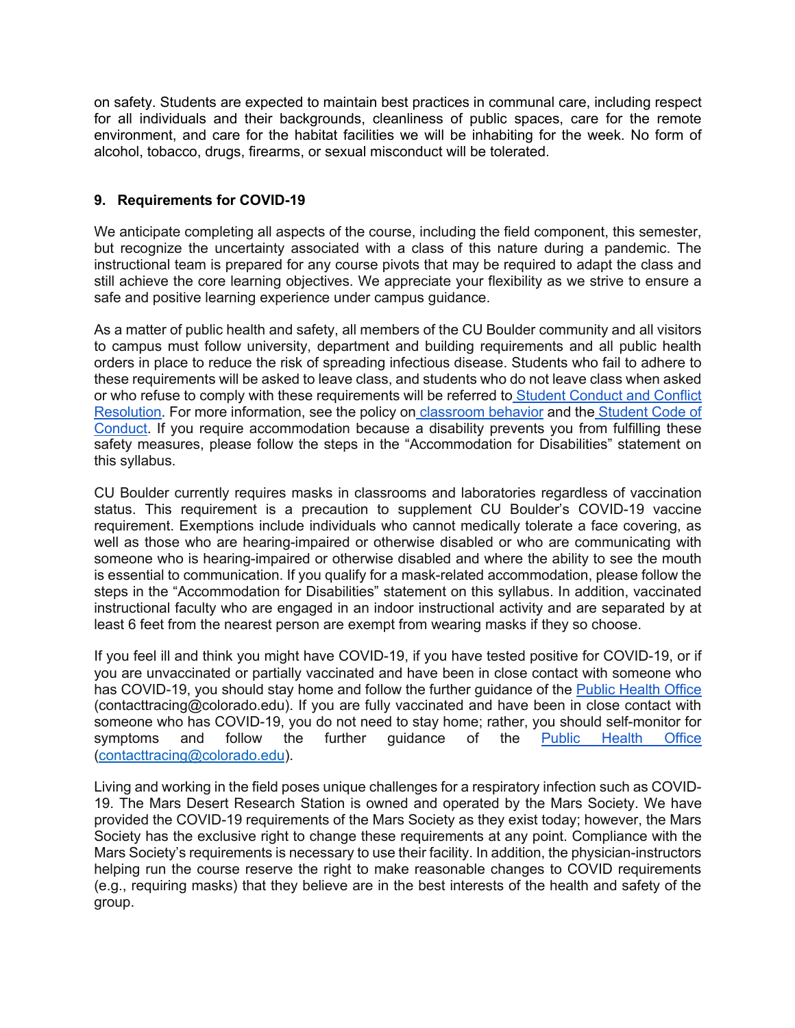on safety. Students are expected to maintain best practices in communal care, including respect for all individuals and their backgrounds, cleanliness of public spaces, care for the remote environment, and care for the habitat facilities we will be inhabiting for the week. No form of alcohol, tobacco, drugs, firearms, or sexual misconduct will be tolerated.

## 9. Requirements for COVID-19

We anticipate completing all aspects of the course, including the field component, this semester, but recognize the uncertainty associated with a class of this nature during a pandemic. The instructional team is prepared for any course pivots that may be required to adapt the class and still achieve the core learning objectives. We appreciate your flexibility as we strive to ensure a safe and positive learning experience under campus guidance.

As a matter of public health and safety, all members of the CU Boulder community and all visitors to campus must follow university, department and building requirements and all public health orders in place to reduce the risk of spreading infectious disease. Students who fail to adhere to these requirements will be asked to leave class, and students who do not leave class when asked or who refuse to comply with these requirements will be referred to Student Conduct and Conflict Resolution. For more information, see the policy on classroom behavior and the Student Code of Conduct. If you require accommodation because a disability prevents you from fulfilling these safety measures, please follow the steps in the "Accommodation for Disabilities" statement on this syllabus.

CU Boulder currently requires masks in classrooms and laboratories regardless of vaccination status. This requirement is a precaution to supplement CU Boulder's COVID-19 vaccine requirement. Exemptions include individuals who cannot medically tolerate a face covering, as well as those who are hearing-impaired or otherwise disabled or who are communicating with someone who is hearing-impaired or otherwise disabled and where the ability to see the mouth is essential to communication. If you qualify for a mask-related accommodation, please follow the steps in the "Accommodation for Disabilities" statement on this syllabus. In addition, vaccinated instructional faculty who are engaged in an indoor instructional activity and are separated by at least 6 feet from the nearest person are exempt from wearing masks if they so choose.

If you feel ill and think you might have COVID-19, if you have tested positive for COVID-19, or if you are unvaccinated or partially vaccinated and have been in close contact with someone who has COVID-19, you should stay home and follow the further guidance of the Public Health Office (contacttracing@colorado.edu). If you are fully vaccinated and have been in close contact with someone who has COVID-19, you do not need to stay home; rather, you should self-monitor for symptoms and follow the further guidance of the Public Health Office (contacttracing@colorado.edu).

Living and working in the field poses unique challenges for a respiratory infection such as COVID-19. The Mars Desert Research Station is owned and operated by the Mars Society. We have provided the COVID-19 requirements of the Mars Society as they exist today; however, the Mars Society has the exclusive right to change these requirements at any point. Compliance with the Mars Society's requirements is necessary to use their facility. In addition, the physician-instructors helping run the course reserve the right to make reasonable changes to COVID requirements (e.g., requiring masks) that they believe are in the best interests of the health and safety of the group.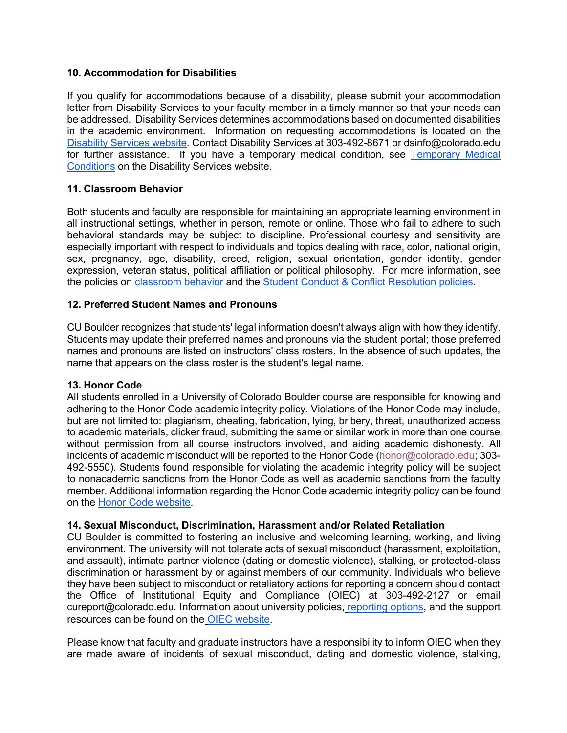**10. Accommodation for Disabilities**

If you qualify for accommodations because of a disability, please submit your accommodation letter from Disability Services to your faculty member in a timely manner so that your needs can be addressed. Disability Services determines accommodations based on documented disabilities in the academic environment. Information on requesting accommodations is located on the Disability Services website. Contact Disability Services at 303-492-8671 or dsinfo@colorado.edu for further assistance. If you have a temporary medical condition, see Temporary Medical Conditions on the Disability Services website.

**11. Classroom Behavior**

Both students and faculty are responsible for maintaining an appropriate learning environment in all instructional settings, whether in person, remote or online. Those who fail to adhere to such behavioral standards may be subject to discipline. Professional courtesy and sensitivity are especially important with respect to individuals and topics dealing with race, color, national origin, sex, pregnancy, age, disability, creed, religion, sexual orientation, gender identity, gender expression, veteran status, political affiliation or political philosophy. For more information, see the policies on classroom behavior and the Student Conduct & Conflict Resolution policies.

**12. Preferred Student Names and Pronouns**

CU Boulder recognizes that students' legal information doesn't always align with how they identify. Students may update their preferred names and pronouns via the student portal; those preferred names and pronouns are listed on instructors' class rosters. In the absence of such updates, the name that appears on the class roster is the student's legal name.

**13. Honor Code**

All students enrolled in a University of Colorado Boulder course are responsible for knowing and adhering to the Honor Code academic integrity policy. Violations of the Honor Code may include, but are not limited to: plagiarism, cheating, fabrication, lying, bribery, threat, unauthorized access to academic materials, clicker fraud, submitting the same or similar work in more than one course without permission from all course instructors involved, and aiding academic dishonesty. All incidents of academic misconduct will be reported to the Honor Code (honor@colorado.edu; 303-492-5550). Students found responsible for violating the academic integrity policy will be subject to nonacademic sanctions from the Honor Code as well as academic sanctions from the faculty member. Additional information regarding the Honor Code academic integrity policy can be found on the Honor Code website.

**14. Sexual Misconduct, Discrimination, Harassment and/or Related Retaliation**

CU Boulder is committed to fostering an inclusive and welcoming learning, working, and living environment. The university will not tolerate acts of sexual misconduct (harassment, exploitation, and assault), intimate partner violence (dating or domestic violence), stalking, or protected-class discrimination or harassment by or against members of our community. Individuals who believe they have been subject to misconduct or retaliatory actions for reporting a concern should contact the Office of Institutional Equity and Compliance (OIEC) at 303-492-2127 or email cureport@colorado.edu. Information about university policies, reporting options, and the support resources can be found on the OIEC website.

Please know that faculty and graduate instructors have a responsibility to inform OIEC when they are made aware of incidents of sexual misconduct, dating and domestic violence, stalking,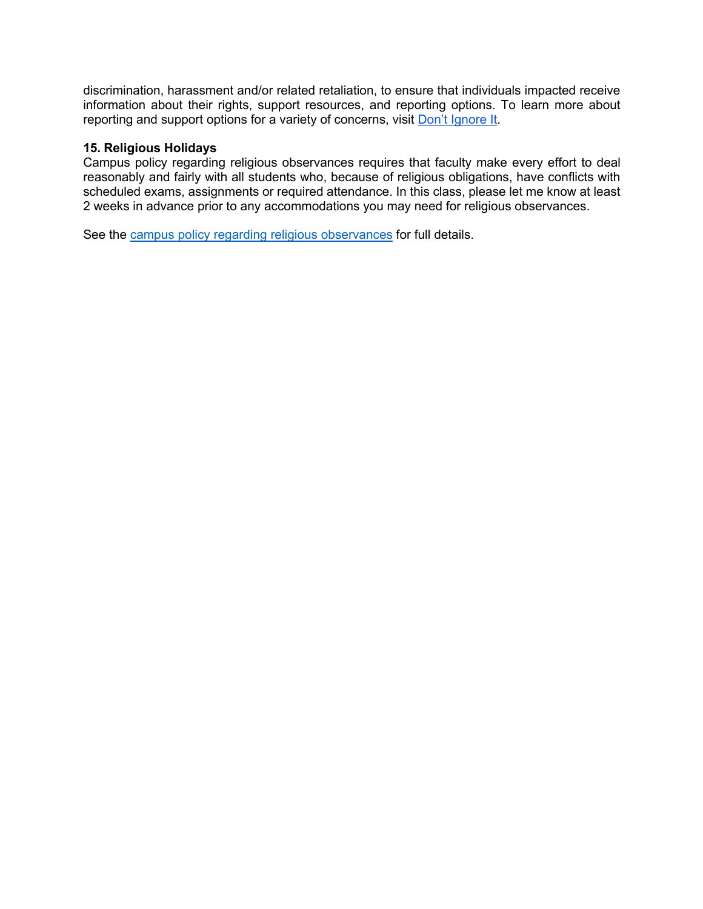discrimination, harassment and/or related retaliation, to ensure that individuals impacted receive information about their rights, support resources, and reporting options. To learn more about reporting and support options for a variety of concerns, visit [Don't Ignore It](#).

**15. Religious Holidays**

Campus policy regarding religious observances requires that faculty make every effort to deal reasonably and fairly with all students who, because of religious obligations, have conflicts with scheduled exams, assignments or required attendance. In this class, please let me know at least 2 weeks in advance prior to any accommodations you may need for religious observances.

See the [campus policy regarding religious observances](#) for full details.